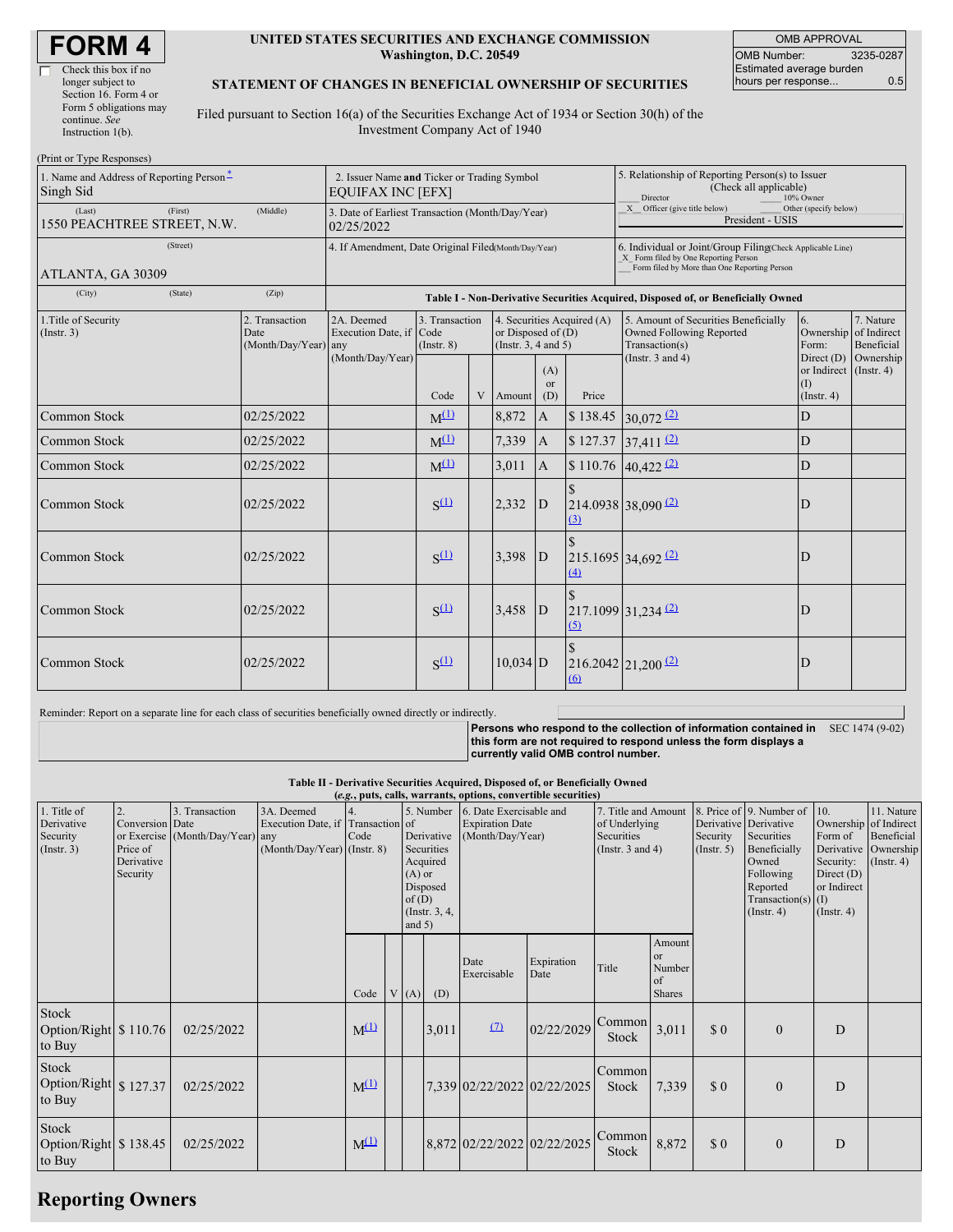# FORM 4

☐ Check this box if no longer subject to Section 16. Form 4 or Form 5 obligations may continue. *See* Instruction 1(b).

**UNITED STATES SECURITIES AND EXCHANGE COMMISSION**
**Washington, D.C. 20549**

**STATEMENT OF CHANGES IN BENEFICIAL OWNERSHIP OF SECURITIES**

Filed pursuant to Section 16(a) of the Securities Exchange Act of 1934 or Section 30(h) of the Investment Company Act of 1940

| OMB APPROVAL | |
|---|---|
| OMB Number: | 3235-0287 |
| Estimated average burden hours per response... | 0.5 |

(Print or Type Responses)

| 1. Name and Address of Reporting Person[*] | 2. Issuer Name **and** Ticker or Trading Symbol | 5. Relationship of Reporting Person(s) to Issuer (Check all applicable) |
|---|---|---|
| Singh Sid | EQUIFAX INC [EFX] | ___ Director ___ 10% Owner |
| (Last) (First) (Middle) 1550 PEACHTREE STREET, N.W. | 3. Date of Earliest Transaction (Month/Day/Year) 02/25/2022 | _X_ Officer (give title below) ___ Other (specify below) President - USIS |
| (Street) ATLANTA, GA 30309 | 4. If Amendment, Date Original Filed(Month/Day/Year) | 6. Individual or Joint/Group Filing(Check Applicable Line) _X_ Form filed by One Reporting Person ___ Form filed by More than One Reporting Person |
| (City) (State) (Zip) | | |

**Table I - Non-Derivative Securities Acquired, Disposed of, or Beneficially Owned**

| 1.Title of Security (Instr. 3) | 2. Transaction Date (Month/Day/Year) | 2A. Deemed Execution Date, if any (Month/Day/Year) | 3. Transaction Code (Instr. 8) Code | V | 4. Securities Acquired (A) or Disposed of (D) (Instr. 3, 4 and 5) Amount | (A) or (D) | Price | 5. Amount of Securities Beneficially Owned Following Reported Transaction(s) (Instr. 3 and 4) | 6. Ownership Form: Direct (D) or Indirect (I) (Instr. 4) | 7. Nature of Indirect Beneficial Ownership (Instr. 4) |
|---|---|---|---|---|---|---|---|---|---|---|
| Common Stock | 02/25/2022 | | M[(1)] | | 8,872 | A | $ 138.45 | 30,072 [(2)] | D | |
| Common Stock | 02/25/2022 | | M[(1)] | | 7,339 | A | $ 127.37 | 37,411 [(2)] | D | |
| Common Stock | 02/25/2022 | | M[(1)] | | 3,011 | A | $ 110.76 | 40,422 [(2)] | D | |
| Common Stock | 02/25/2022 | | S[(1)] | | 2,332 | D | $ 214.0938 [(3)] | 38,090 [(2)] | D | |
| Common Stock | 02/25/2022 | | S[(1)] | | 3,398 | D | $ 215.1695 [(4)] | 34,692 [(2)] | D | |
| Common Stock | 02/25/2022 | | S[(1)] | | 3,458 | D | $ 217.1099 [(5)] | 31,234 [(2)] | D | |
| Common Stock | 02/25/2022 | | S[(1)] | | 10,034 | D | $ 216.2042 [(6)] | 21,200 [(2)] | D | |

Reminder: Report on a separate line for each class of securities beneficially owned directly or indirectly.

**Persons who respond to the collection of information contained in this form are not required to respond unless the form displays a currently valid OMB control number.** SEC 1474 (9-02)

**Table II - Derivative Securities Acquired, Disposed of, or Beneficially Owned**
***(e.g., puts, calls, warrants, options, convertible securities)***

| 1. Title of Derivative Security (Instr. 3) | 2. Conversion or Exercise Price of Derivative Security | 3. Transaction Date (Month/Day/Year) | 3A. Deemed Execution Date, if any (Month/Day/Year) | 4. Transaction Code (Instr. 8) Code | V | 5. Number of Derivative Securities Acquired (A) or Disposed of (D) (Instr. 3, 4, and 5) (A) | (D) | 6. Date Exercisable and Expiration Date (Month/Day/Year) Date Exercisable | Expiration Date | 7. Title and Amount of Underlying Securities (Instr. 3 and 4) Title | Amount or Number of Shares | 8. Price of Derivative Security (Instr. 5) | 9. Number of Derivative Securities Beneficially Owned Following Reported Transaction(s) (Instr. 4) | 10. Ownership Form of Derivative Security: Direct (D) or Indirect (I) (Instr. 4) | 11. Nature of Indirect Beneficial Ownership (Instr. 4) |
|---|---|---|---|---|---|---|---|---|---|---|---|---|---|---|---|
| Stock Option/Right to Buy | $ 110.76 | 02/25/2022 | | M[(1)] | | | 3,011 | [(7)] | 02/22/2029 | Common Stock | 3,011 | $ 0 | 0 | D | |
| Stock Option/Right to Buy | $ 127.37 | 02/25/2022 | | M[(1)] | | | 7,339 | 02/22/2022 | 02/22/2025 | Common Stock | 7,339 | $ 0 | 0 | D | |
| Stock Option/Right to Buy | $ 138.45 | 02/25/2022 | | M[(1)] | | | 8,872 | 02/22/2022 | 02/22/2025 | Common Stock | 8,872 | $ 0 | 0 | D | |

## Reporting Owners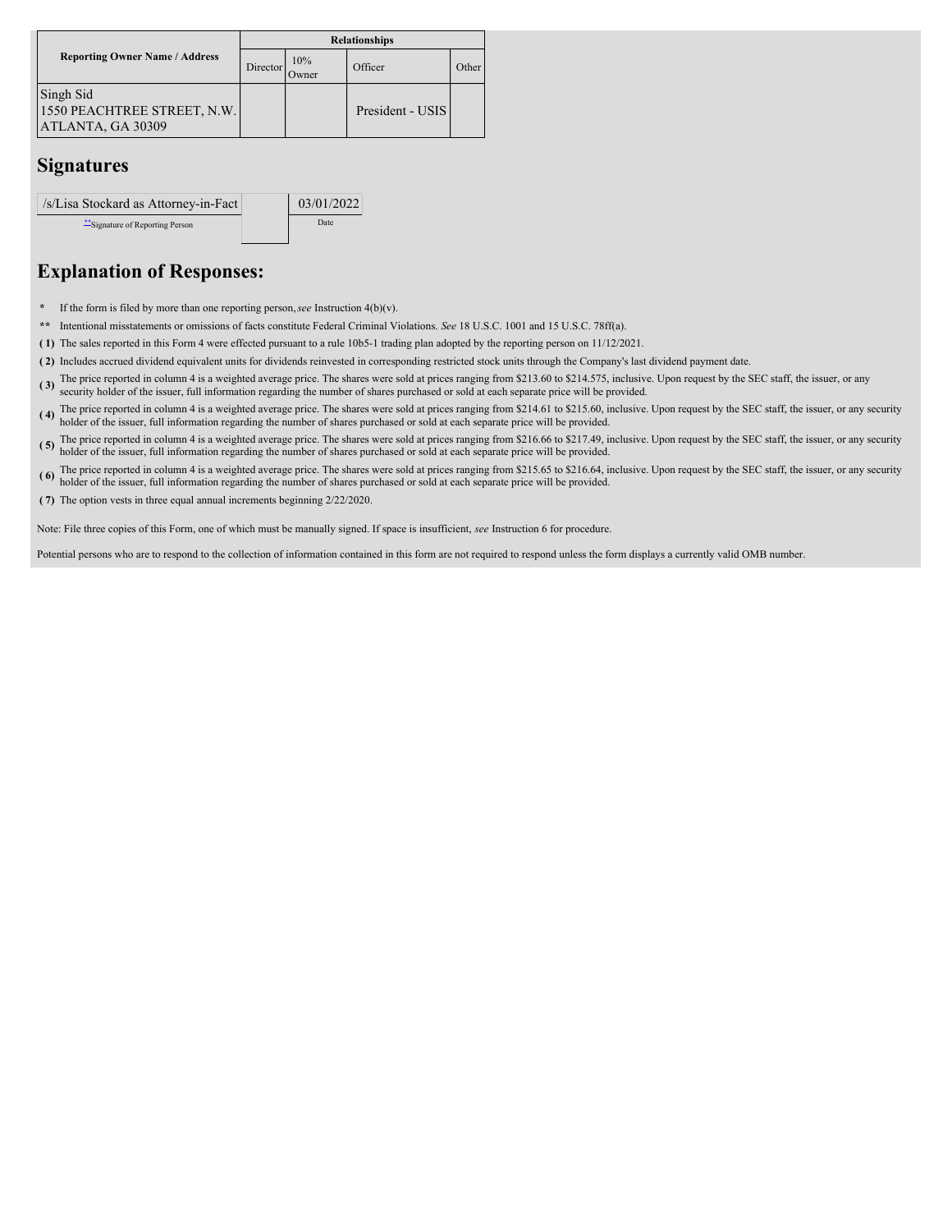| Reporting Owner Name / Address | Relationships | | | |
|---|---|---|---|---|
| | Director | 10% Owner | Officer | Other |
| Singh Sid<br>1550 PEACHTREE STREET, N.W.<br>ATLANTA, GA 30309 | | | President - USIS | |

## Signatures

| | | |
|---|---|---|
| /s/Lisa Stockard as Attorney-in-Fact | | 03/01/2022 |
| **Signature of Reporting Person | | Date |

## Explanation of Responses:

\* If the form is filed by more than one reporting person, *see* Instruction 4(b)(v).

\*\* Intentional misstatements or omissions of facts constitute Federal Criminal Violations. *See* 18 U.S.C. 1001 and 15 U.S.C. 78ff(a).

**( 1)** The sales reported in this Form 4 were effected pursuant to a rule 10b5-1 trading plan adopted by the reporting person on 11/12/2021.

**( 2)** Includes accrued dividend equivalent units for dividends reinvested in corresponding restricted stock units through the Company's last dividend payment date.

**( 3)** The price reported in column 4 is a weighted average price. The shares were sold at prices ranging from $213.60 to $214.575, inclusive. Upon request by the SEC staff, the issuer, or any security holder of the issuer, full information regarding the number of shares purchased or sold at each separate price will be provided.

**( 4)** The price reported in column 4 is a weighted average price. The shares were sold at prices ranging from $214.61 to $215.60, inclusive. Upon request by the SEC staff, the issuer, or any security holder of the issuer, full information regarding the number of shares purchased or sold at each separate price will be provided.

**( 5)** The price reported in column 4 is a weighted average price. The shares were sold at prices ranging from $216.66 to $217.49, inclusive. Upon request by the SEC staff, the issuer, or any security holder of the issuer, full information regarding the number of shares purchased or sold at each separate price will be provided.

**( 6)** The price reported in column 4 is a weighted average price. The shares were sold at prices ranging from $215.65 to $216.64, inclusive. Upon request by the SEC staff, the issuer, or any security holder of the issuer, full information regarding the number of shares purchased or sold at each separate price will be provided.

**( 7)** The option vests in three equal annual increments beginning 2/22/2020.

Note: File three copies of this Form, one of which must be manually signed. If space is insufficient, *see* Instruction 6 for procedure.

Potential persons who are to respond to the collection of information contained in this form are not required to respond unless the form displays a currently valid OMB number.